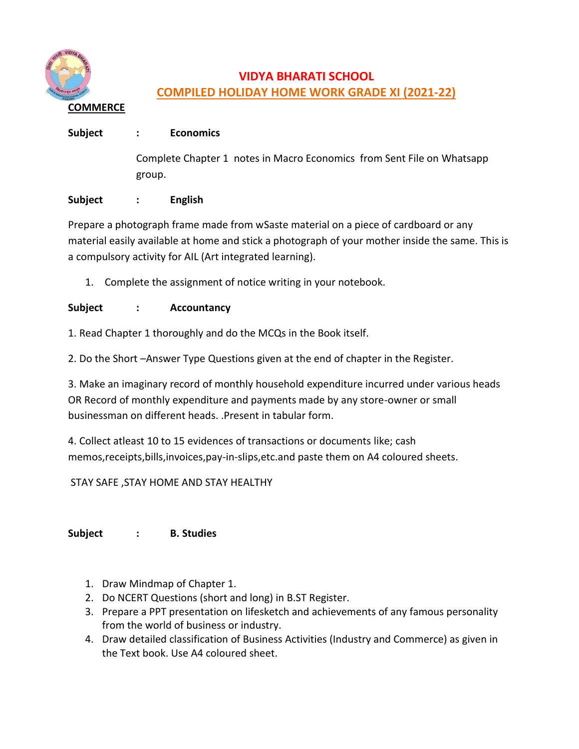# VIDYA BHARATI SCHOOL

## COMPILED HOLIDAY HOME WORK GRADE XI (2021-22)

**COMMERCE**

**Subject : Economics**

Complete Chapter 1 notes in Macro Economics from Sent File on Whatsapp group.

**Subject : English**

Prepare a photograph frame made from wSaste material on a piece of cardboard or any material easily available at home and stick a photograph of your mother inside the same. This is a compulsory activity for AIL (Art integrated learning).

1. Complete the assignment of notice writing in your notebook.

**Subject : Accountancy**

1. Read Chapter 1 thoroughly and do the MCQs in the Book itself.

2. Do the Short –Answer Type Questions given at the end of chapter in the Register.

3. Make an imaginary record of monthly household expenditure incurred under various heads OR Record of monthly expenditure and payments made by any store-owner or small businessman on different heads. .Present in tabular form.

4. Collect atleast 10 to 15 evidences of transactions or documents like; cash memos,receipts,bills,invoices,pay-in-slips,etc.and paste them on A4 coloured sheets.

STAY SAFE ,STAY HOME AND STAY HEALTHY

**Subject : B. Studies**

1. Draw Mindmap of Chapter 1.
2. Do NCERT Questions (short and long) in B.ST Register.
3. Prepare a PPT presentation on lifesketch and achievements of any famous personality from the world of business or industry.
4. Draw detailed classification of Business Activities (Industry and Commerce) as given in the Text book. Use A4 coloured sheet.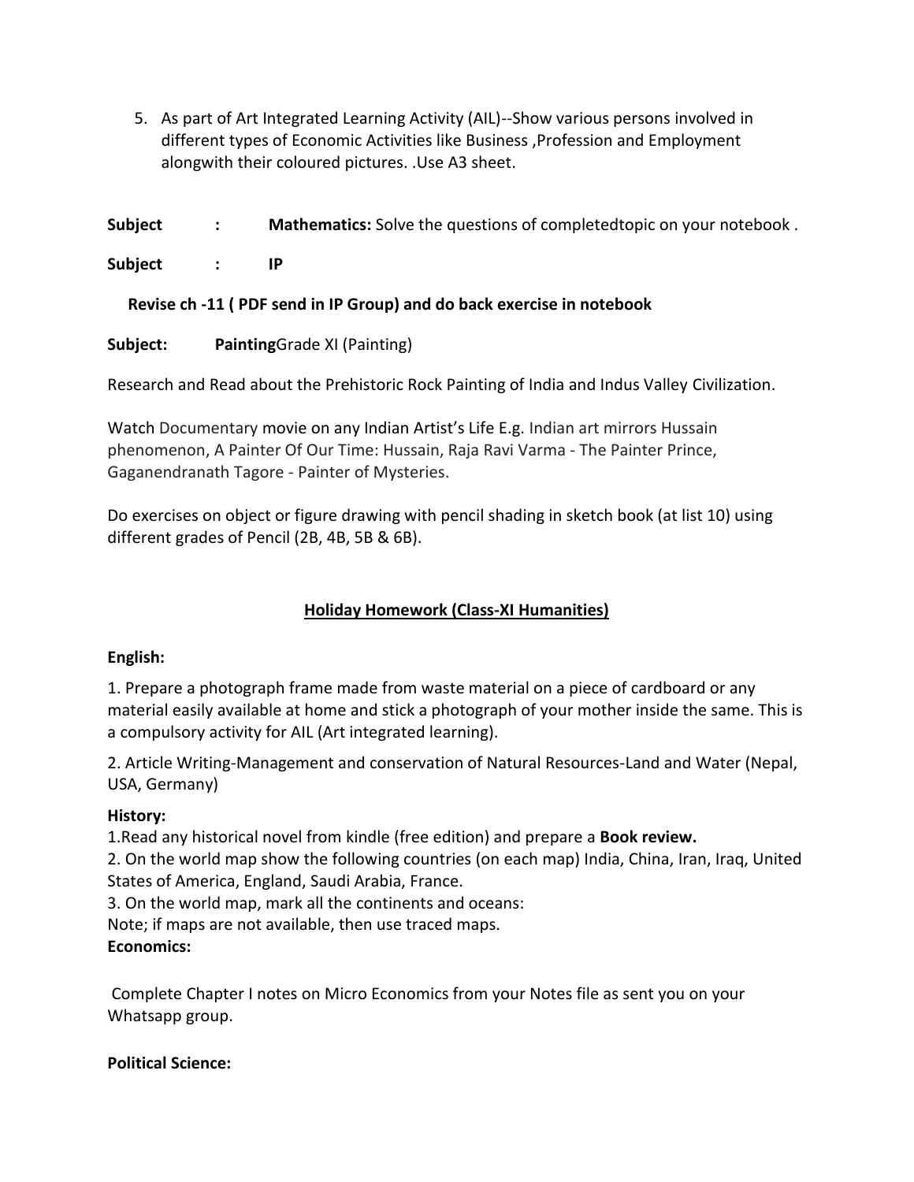5. As part of Art Integrated Learning Activity (AIL)--Show various persons involved in different types of Economic Activities like Business ,Profession and Employment alongwith their coloured pictures. .Use A3 sheet.

**Subject** : **Mathematics:** Solve the questions of completedtopic on your notebook .

**Subject** : **IP**

**Revise ch -11 ( PDF send in IP Group) and do back exercise in notebook**

**Subject:** **Painting**Grade XI (Painting)

Research and Read about the Prehistoric Rock Painting of India and Indus Valley Civilization.

Watch Documentary movie on any Indian Artist's Life E.g. Indian art mirrors Hussain phenomenon, A Painter Of Our Time: Hussain, Raja Ravi Varma - The Painter Prince, Gaganendranath Tagore - Painter of Mysteries.

Do exercises on object or figure drawing with pencil shading in sketch book (at list 10) using different grades of Pencil (2B, 4B, 5B & 6B).

## Holiday Homework (Class-XI Humanities)

**English:**

1. Prepare a photograph frame made from waste material on a piece of cardboard or any material easily available at home and stick a photograph of your mother inside the same. This is a compulsory activity for AIL (Art integrated learning).

2. Article Writing-Management and conservation of Natural Resources-Land and Water (Nepal, USA, Germany)

**History:**

1.Read any historical novel from kindle (free edition) and prepare a **Book review.**
2. On the world map show the following countries (on each map) India, China, Iran, Iraq, United States of America, England, Saudi Arabia, France.
3. On the world map, mark all the continents and oceans:
Note; if maps are not available, then use traced maps.

**Economics:**

Complete Chapter I notes on Micro Economics from your Notes file as sent you on your Whatsapp group.

**Political Science:**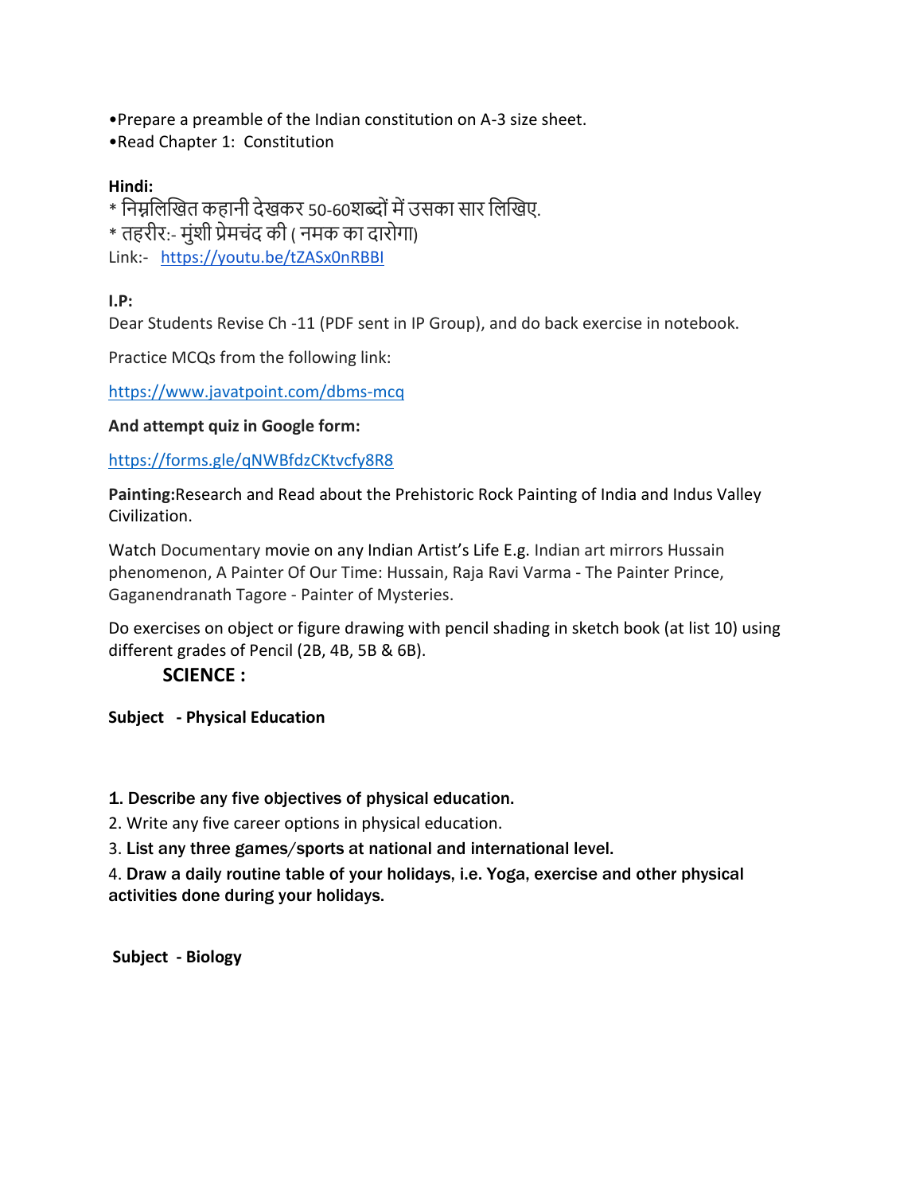•Prepare a preamble of the Indian constitution on A-3 size sheet.
•Read Chapter 1: Constitution

**Hindi:**

* निम्नलिखित कहानी देखकर 50-60शब्दों में उसका सार लिखिए.
* तहरीर:- मुंशी प्रेमचंद की ( नमक का दारोगा)

Link:- https://youtu.be/tZASx0nRBBI

**I.P:**

Dear Students Revise Ch -11 (PDF sent in IP Group), and do back exercise in notebook.

Practice MCQs from the following link:

https://www.javatpoint.com/dbms-mcq

**And attempt quiz in Google form:**

https://forms.gle/qNWBfdzCKtvcfy8R8

**Painting:**Research and Read about the Prehistoric Rock Painting of India and Indus Valley Civilization.

Watch Documentary movie on any Indian Artist's Life E.g. Indian art mirrors Hussain phenomenon, A Painter Of Our Time: Hussain, Raja Ravi Varma - The Painter Prince, Gaganendranath Tagore - Painter of Mysteries.

Do exercises on object or figure drawing with pencil shading in sketch book (at list 10) using different grades of Pencil (2B, 4B, 5B & 6B).

## SCIENCE :

**Subject - Physical Education**

1. **Describe any five objectives of physical education.**
2. Write any five career options in physical education.
3. **List any three games/sports at national and international level.**
4. **Draw a daily routine table of your holidays, i.e. Yoga, exercise and other physical activities done during your holidays.**

**Subject - Biology**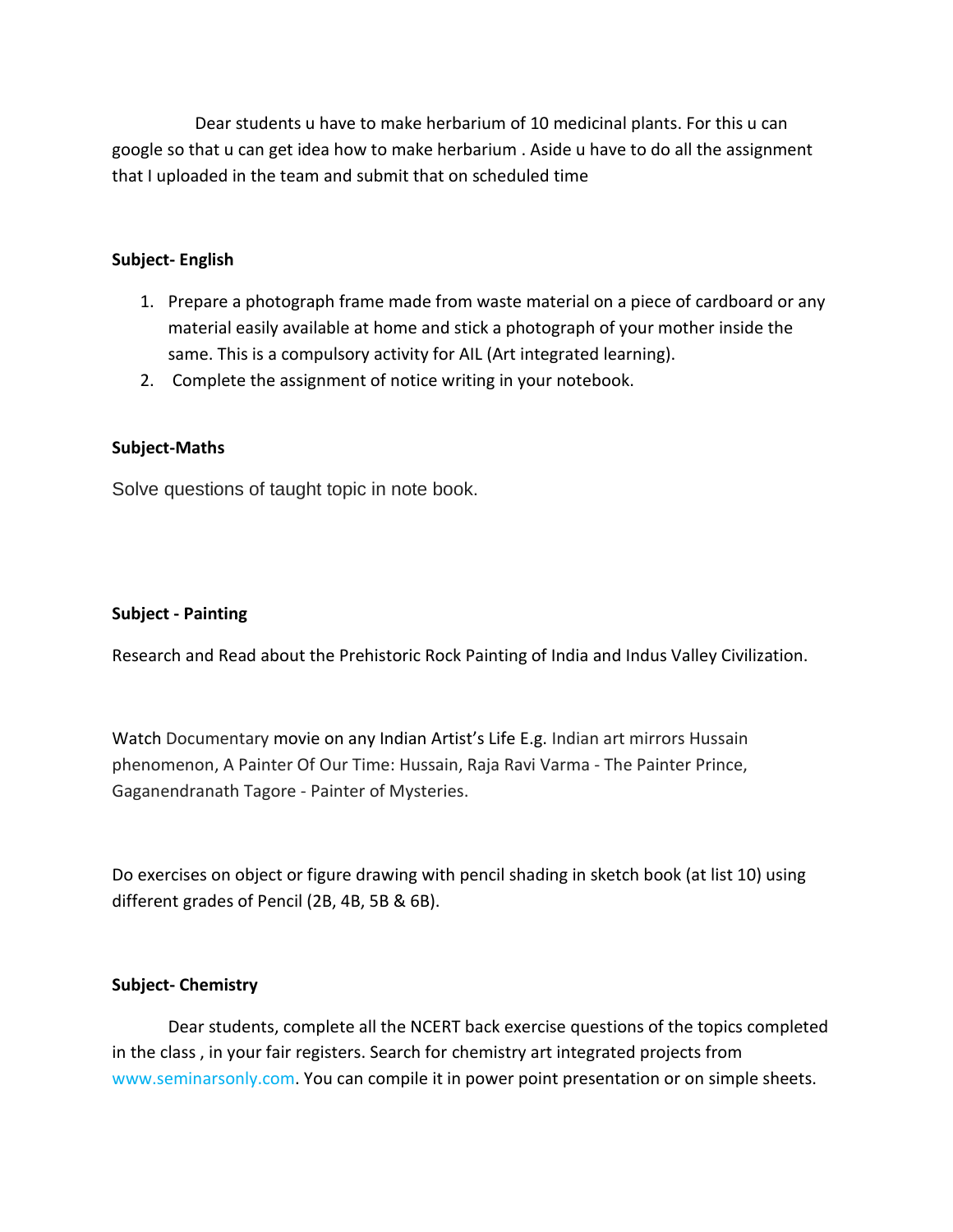Dear students u have to make herbarium of 10 medicinal plants. For this u can google so that u can get idea how to make herbarium . Aside u have to do all the assignment that I uploaded in the team and submit that on scheduled time

**Subject- English**

1. Prepare a photograph frame made from waste material on a piece of cardboard or any material easily available at home and stick a photograph of your mother inside the same. This is a compulsory activity for AIL (Art integrated learning).
2. Complete the assignment of notice writing in your notebook.

**Subject-Maths**

Solve questions of taught topic in note book.

**Subject - Painting**

Research and Read about the Prehistoric Rock Painting of India and Indus Valley Civilization.

Watch Documentary movie on any Indian Artist's Life E.g. Indian art mirrors Hussain phenomenon, A Painter Of Our Time: Hussain, Raja Ravi Varma - The Painter Prince, Gaganendranath Tagore - Painter of Mysteries.

Do exercises on object or figure drawing with pencil shading in sketch book (at list 10) using different grades of Pencil (2B, 4B, 5B & 6B).

**Subject- Chemistry**

Dear students, complete all the NCERT back exercise questions of the topics completed in the class , in your fair registers. Search for chemistry art integrated projects from www.seminarsonly.com. You can compile it in power point presentation or on simple sheets.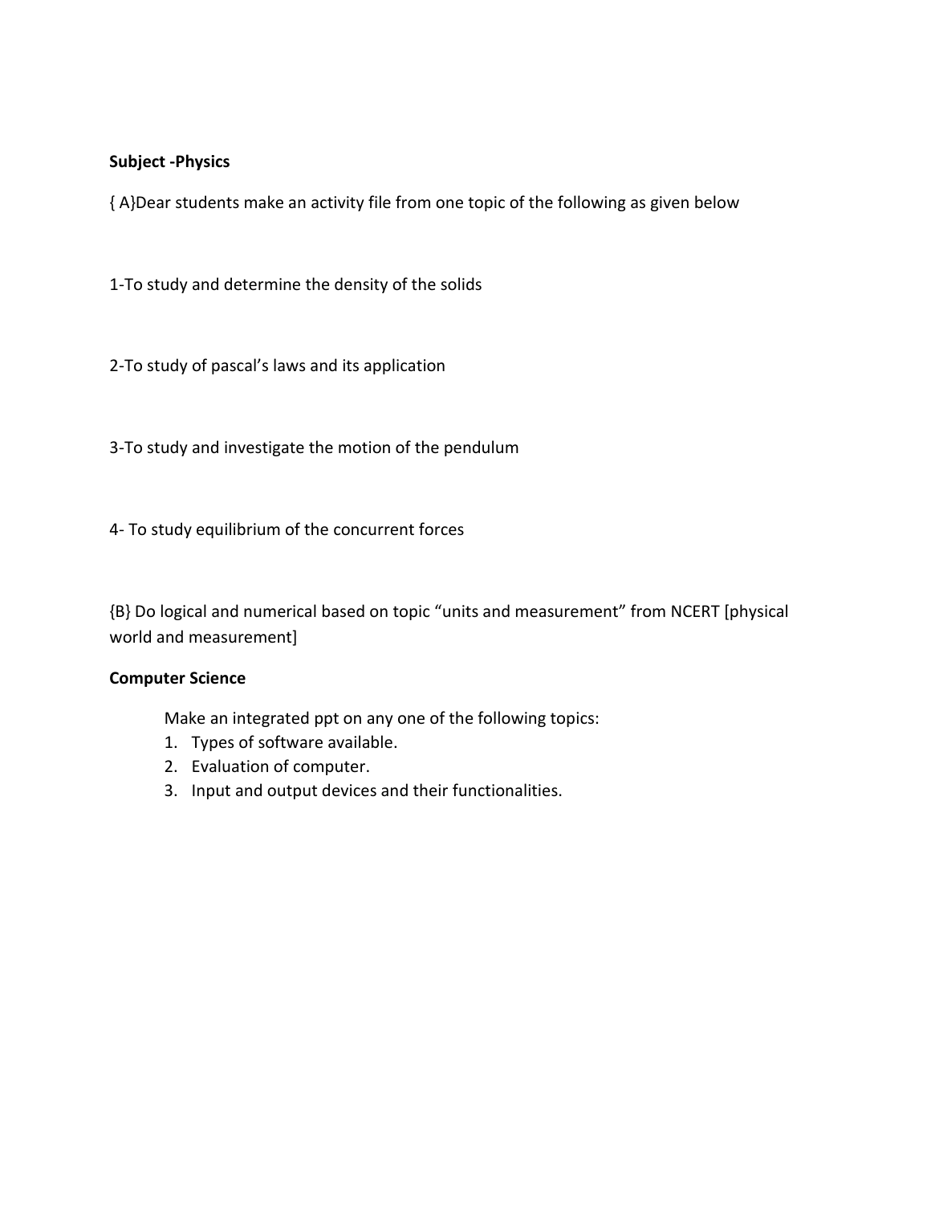**Subject -Physics**

{ A}Dear students make an activity file from one topic of the following as given below

1-To study and determine the density of the solids

2-To study of pascal's laws and its application

3-To study and investigate the motion of the pendulum

4- To study equilibrium of the concurrent forces

{B} Do logical and numerical based on topic "units and measurement" from NCERT [physical world and measurement]

**Computer Science**

Make an integrated ppt on any one of the following topics:

1. Types of software available.
2. Evaluation of computer.
3. Input and output devices and their functionalities.